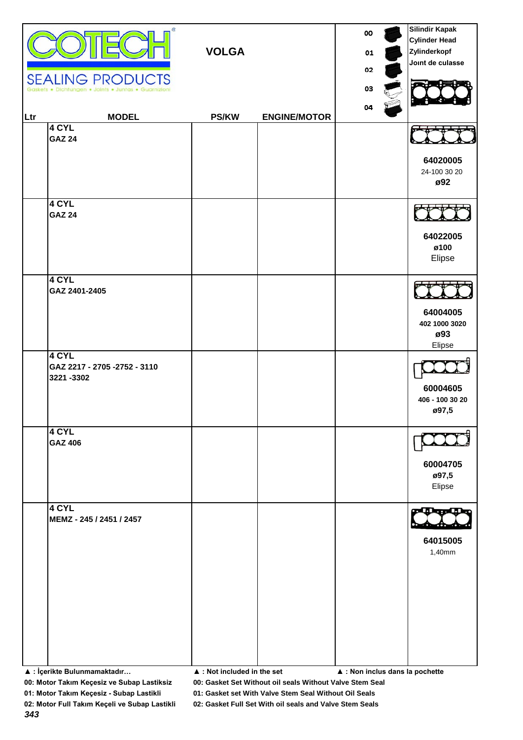**COTECH** SEALING PRODUCTS
Gaskets • Dichtungen • Joints • Juntas • Guarnizioni

## VOLGA

00
01
02
03
04

Silindir Kapak
Cylinder Head
Zylinderkopf
Joınt de culasse

| Ltr | MODEL | PS/KW | ENGINE/MOTOR | | |
|---|---|---|---|---|---|
| | **4 CYL**<br>**GAZ 24** | | | | **64020005**<br>24-100 30 20<br>**ø92** |
| | **4 CYL**<br>**GAZ 24** | | | | **64022005**<br>**ø100**<br>Elipse |
| | **4 CYL**<br>**GAZ 2401-2405** | | | | **64004005**<br>**402 1000 3020**<br>**ø93**<br>Elipse |
| | **4 CYL**<br>**GAZ 2217 - 2705 -2752 - 3110**<br>**3221 -3302** | | | | **60004605**<br>**406 - 100 30 20**<br>**ø97,5** |
| | **4 CYL**<br>**GAZ 406** | | | | **60004705**<br>**ø97,5**<br>Elipse |
| | **4 CYL**<br>**MEMZ - 245 / 2451 / 2457** | | | | **64015005**<br>1,40mm |

**▲ : İçerikte Bulunmamaktadır…** **▲ : Not included in the set** **▲ : Non inclus dans la pochette**

**00: Motor Takım Keçesiz ve Subap Lastiksiz** **00: Gasket Set Without oil seals Without Valve Stem Seal**

**01: Motor Takım Keçesiz - Subap Lastikli** **01: Gasket set With Valve Stem Seal Without Oil Seals**

**02: Motor Full Takım Keçeli ve Subap Lastikli** **02: Gasket Full Set With oil seals and Valve Stem Seals**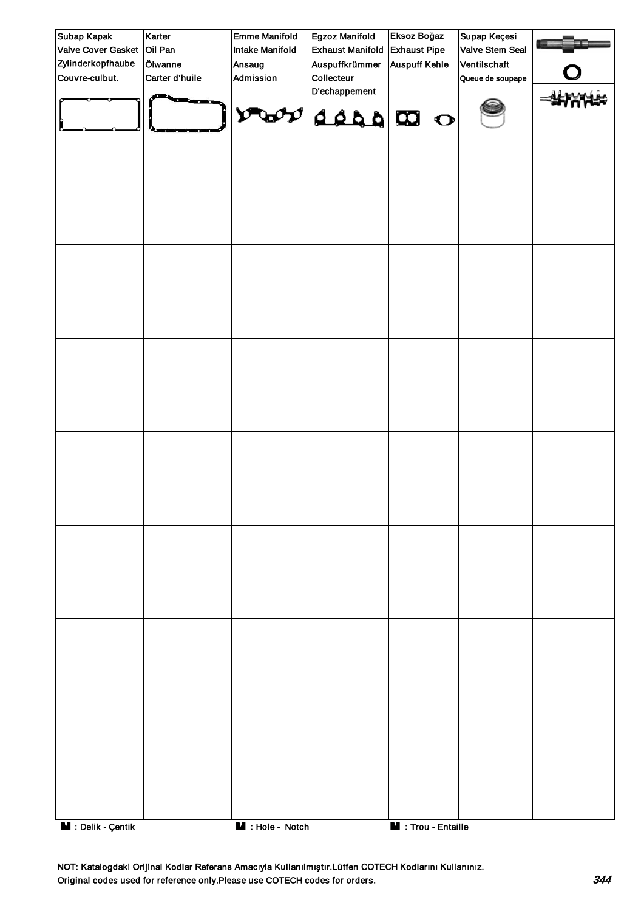| Subap Kapak<br>Valve Cover Gasket<br>Zylinderkopfhaube<br>Couvre-culbut. | Karter<br>Oil Pan<br>Ölwanne<br>Carter d'huile | Emme Manifold<br>Intake Manifold<br>Ansaug<br>Admission | Egzoz Manifold<br>Exhaust Manifold<br>Auspuffkrümmer<br>Collecteur<br>D'echappement | Eksoz Boğaz<br>Exhaust Pipe<br>Auspuff Kehle | Supap Keçesi<br>Valve Stem Seal<br>Ventilschaft<br>Queue de soupape | |
|---|---|---|---|---|---|---|
| | | | | | | |
| | | | | | | |
| | | | | | | |
| | | | | | | |
| | | | | | | |
| | | | | | | |

: Delik - Çentik : Hole - Notch : Trou - Entaille

NOT: Katalogdaki Orijinal Kodlar Referans Amacıyla Kullanılmıştır.Lütfen COTECH Kodlarını Kullanınız.
Original codes used for reference only.Please use COTECH codes for orders.